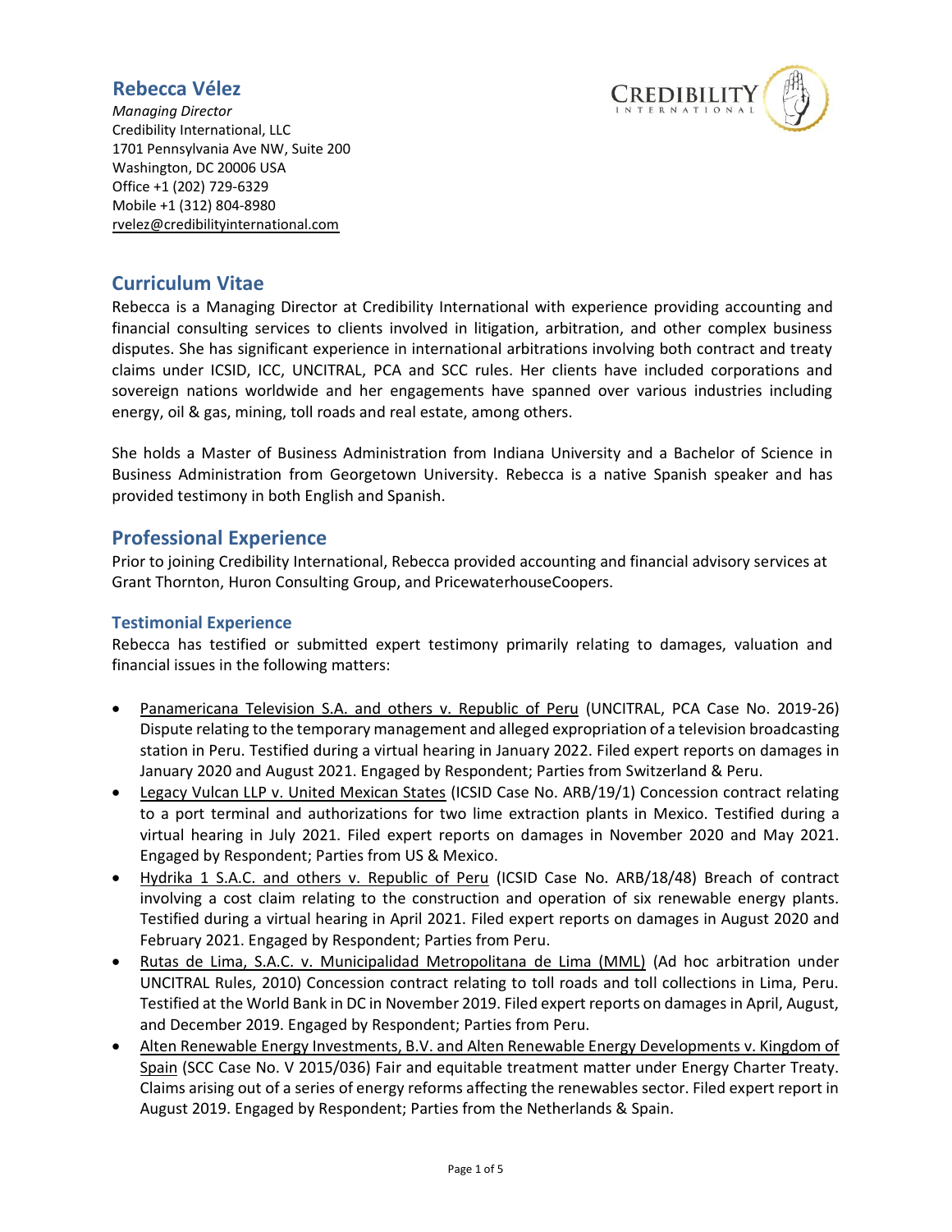# Rebecca Vélez

*Managing Director*
Credibility International, LLC
1701 Pennsylvania Ave NW, Suite 200
Washington, DC 20006 USA
Office +1 (202) 729-6329
Mobile +1 (312) 804-8980
rvelez@credibilityinternational.com

## Curriculum Vitae

Rebecca is a Managing Director at Credibility International with experience providing accounting and financial consulting services to clients involved in litigation, arbitration, and other complex business disputes. She has significant experience in international arbitrations involving both contract and treaty claims under ICSID, ICC, UNCITRAL, PCA and SCC rules. Her clients have included corporations and sovereign nations worldwide and her engagements have spanned over various industries including energy, oil & gas, mining, toll roads and real estate, among others.

She holds a Master of Business Administration from Indiana University and a Bachelor of Science in Business Administration from Georgetown University. Rebecca is a native Spanish speaker and has provided testimony in both English and Spanish.

## Professional Experience

Prior to joining Credibility International, Rebecca provided accounting and financial advisory services at Grant Thornton, Huron Consulting Group, and PricewaterhouseCoopers.

### Testimonial Experience

Rebecca has testified or submitted expert testimony primarily relating to damages, valuation and financial issues in the following matters:

- Panamericana Television S.A. and others v. Republic of Peru (UNCITRAL, PCA Case No. 2019-26) Dispute relating to the temporary management and alleged expropriation of a television broadcasting station in Peru. Testified during a virtual hearing in January 2022. Filed expert reports on damages in January 2020 and August 2021. Engaged by Respondent; Parties from Switzerland & Peru.
- Legacy Vulcan LLP v. United Mexican States (ICSID Case No. ARB/19/1) Concession contract relating to a port terminal and authorizations for two lime extraction plants in Mexico. Testified during a virtual hearing in July 2021. Filed expert reports on damages in November 2020 and May 2021. Engaged by Respondent; Parties from US & Mexico.
- Hydrika 1 S.A.C. and others v. Republic of Peru (ICSID Case No. ARB/18/48) Breach of contract involving a cost claim relating to the construction and operation of six renewable energy plants. Testified during a virtual hearing in April 2021. Filed expert reports on damages in August 2020 and February 2021. Engaged by Respondent; Parties from Peru.
- Rutas de Lima, S.A.C. v. Municipalidad Metropolitana de Lima (MML) (Ad hoc arbitration under UNCITRAL Rules, 2010) Concession contract relating to toll roads and toll collections in Lima, Peru. Testified at the World Bank in DC in November 2019. Filed expert reports on damages in April, August, and December 2019. Engaged by Respondent; Parties from Peru.
- Alten Renewable Energy Investments, B.V. and Alten Renewable Energy Developments v. Kingdom of Spain (SCC Case No. V 2015/036) Fair and equitable treatment matter under Energy Charter Treaty. Claims arising out of a series of energy reforms affecting the renewables sector. Filed expert report in August 2019. Engaged by Respondent; Parties from the Netherlands & Spain.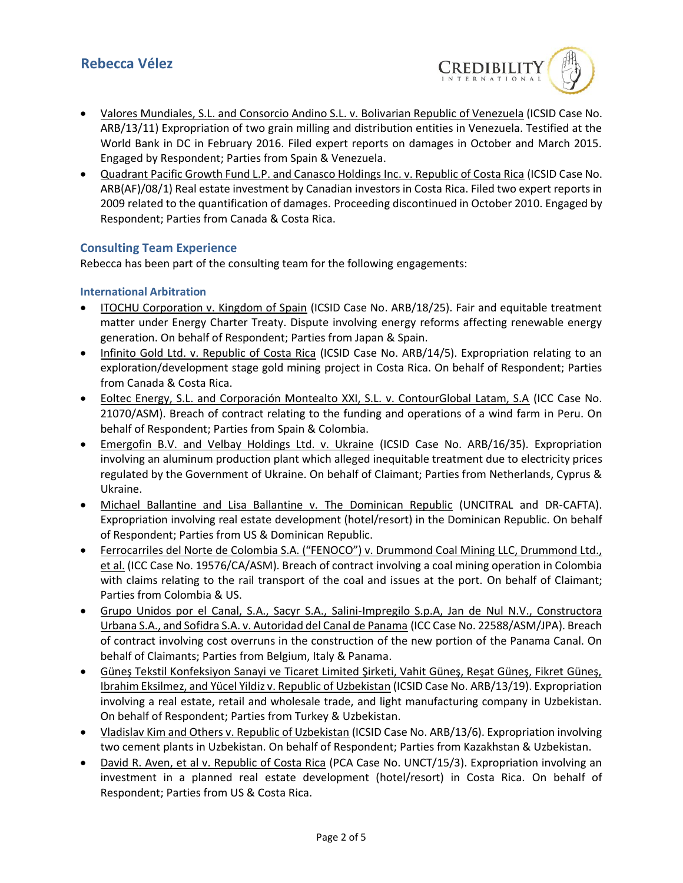- Valores Mundiales, S.L. and Consorcio Andino S.L. v. Bolivarian Republic of Venezuela (ICSID Case No. ARB/13/11) Expropriation of two grain milling and distribution entities in Venezuela. Testified at the World Bank in DC in February 2016. Filed expert reports on damages in October and March 2015. Engaged by Respondent; Parties from Spain & Venezuela.
- Quadrant Pacific Growth Fund L.P. and Canasco Holdings Inc. v. Republic of Costa Rica (ICSID Case No. ARB(AF)/08/1) Real estate investment by Canadian investors in Costa Rica. Filed two expert reports in 2009 related to the quantification of damages. Proceeding discontinued in October 2010. Engaged by Respondent; Parties from Canada & Costa Rica.

## Consulting Team Experience

Rebecca has been part of the consulting team for the following engagements:

### International Arbitration

- ITOCHU Corporation v. Kingdom of Spain (ICSID Case No. ARB/18/25). Fair and equitable treatment matter under Energy Charter Treaty. Dispute involving energy reforms affecting renewable energy generation. On behalf of Respondent; Parties from Japan & Spain.
- Infinito Gold Ltd. v. Republic of Costa Rica (ICSID Case No. ARB/14/5). Expropriation relating to an exploration/development stage gold mining project in Costa Rica. On behalf of Respondent; Parties from Canada & Costa Rica.
- Eoltec Energy, S.L. and Corporación Montealto XXI, S.L. v. ContourGlobal Latam, S.A (ICC Case No. 21070/ASM). Breach of contract relating to the funding and operations of a wind farm in Peru. On behalf of Respondent; Parties from Spain & Colombia.
- Emergofin B.V. and Velbay Holdings Ltd. v. Ukraine (ICSID Case No. ARB/16/35). Expropriation involving an aluminum production plant which alleged inequitable treatment due to electricity prices regulated by the Government of Ukraine. On behalf of Claimant; Parties from Netherlands, Cyprus & Ukraine.
- Michael Ballantine and Lisa Ballantine v. The Dominican Republic (UNCITRAL and DR-CAFTA). Expropriation involving real estate development (hotel/resort) in the Dominican Republic. On behalf of Respondent; Parties from US & Dominican Republic.
- Ferrocarriles del Norte de Colombia S.A. ("FENOCO") v. Drummond Coal Mining LLC, Drummond Ltd., et al. (ICC Case No. 19576/CA/ASM). Breach of contract involving a coal mining operation in Colombia with claims relating to the rail transport of the coal and issues at the port. On behalf of Claimant; Parties from Colombia & US.
- Grupo Unidos por el Canal, S.A., Sacyr S.A., Salini-Impregilo S.p.A, Jan de Nul N.V., Constructora Urbana S.A., and Sofidra S.A. v. Autoridad del Canal de Panama (ICC Case No. 22588/ASM/JPA). Breach of contract involving cost overruns in the construction of the new portion of the Panama Canal. On behalf of Claimants; Parties from Belgium, Italy & Panama.
- Güneş Tekstil Konfeksiyon Sanayi ve Ticaret Limited Şirketi, Vahit Güneş, Reşat Güneş, Fikret Güneş, Ibrahim Eksilmez, and Yücel Yildiz v. Republic of Uzbekistan (ICSID Case No. ARB/13/19). Expropriation involving a real estate, retail and wholesale trade, and light manufacturing company in Uzbekistan. On behalf of Respondent; Parties from Turkey & Uzbekistan.
- Vladislav Kim and Others v. Republic of Uzbekistan (ICSID Case No. ARB/13/6). Expropriation involving two cement plants in Uzbekistan. On behalf of Respondent; Parties from Kazakhstan & Uzbekistan.
- David R. Aven, et al v. Republic of Costa Rica (PCA Case No. UNCT/15/3). Expropriation involving an investment in a planned real estate development (hotel/resort) in Costa Rica. On behalf of Respondent; Parties from US & Costa Rica.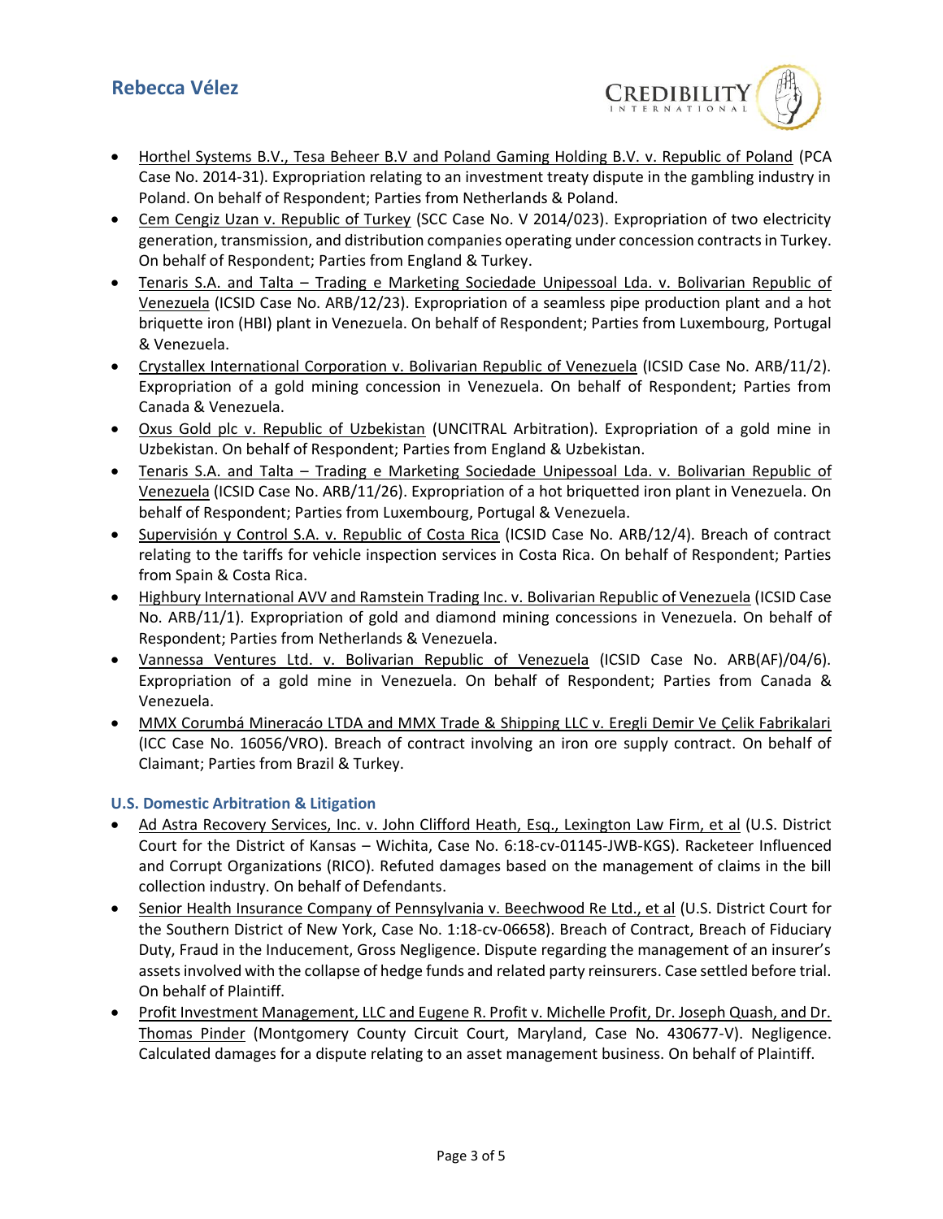- Horthel Systems B.V., Tesa Beheer B.V and Poland Gaming Holding B.V. v. Republic of Poland (PCA Case No. 2014-31). Expropriation relating to an investment treaty dispute in the gambling industry in Poland. On behalf of Respondent; Parties from Netherlands & Poland.
- Cem Cengiz Uzan v. Republic of Turkey (SCC Case No. V 2014/023). Expropriation of two electricity generation, transmission, and distribution companies operating under concession contracts in Turkey. On behalf of Respondent; Parties from England & Turkey.
- Tenaris S.A. and Talta – Trading e Marketing Sociedade Unipessoal Lda. v. Bolivarian Republic of Venezuela (ICSID Case No. ARB/12/23). Expropriation of a seamless pipe production plant and a hot briquette iron (HBI) plant in Venezuela. On behalf of Respondent; Parties from Luxembourg, Portugal & Venezuela.
- Crystallex International Corporation v. Bolivarian Republic of Venezuela (ICSID Case No. ARB/11/2). Expropriation of a gold mining concession in Venezuela. On behalf of Respondent; Parties from Canada & Venezuela.
- Oxus Gold plc v. Republic of Uzbekistan (UNCITRAL Arbitration). Expropriation of a gold mine in Uzbekistan. On behalf of Respondent; Parties from England & Uzbekistan.
- Tenaris S.A. and Talta – Trading e Marketing Sociedade Unipessoal Lda. v. Bolivarian Republic of Venezuela (ICSID Case No. ARB/11/26). Expropriation of a hot briquetted iron plant in Venezuela. On behalf of Respondent; Parties from Luxembourg, Portugal & Venezuela.
- Supervisión y Control S.A. v. Republic of Costa Rica (ICSID Case No. ARB/12/4). Breach of contract relating to the tariffs for vehicle inspection services in Costa Rica. On behalf of Respondent; Parties from Spain & Costa Rica.
- Highbury International AVV and Ramstein Trading Inc. v. Bolivarian Republic of Venezuela (ICSID Case No. ARB/11/1). Expropriation of gold and diamond mining concessions in Venezuela. On behalf of Respondent; Parties from Netherlands & Venezuela.
- Vannessa Ventures Ltd. v. Bolivarian Republic of Venezuela (ICSID Case No. ARB(AF)/04/6). Expropriation of a gold mine in Venezuela. On behalf of Respondent; Parties from Canada & Venezuela.
- MMX Corumbá Mineracáo LTDA and MMX Trade & Shipping LLC v. Eregli Demir Ve Çelik Fabrikalari (ICC Case No. 16056/VRO). Breach of contract involving an iron ore supply contract. On behalf of Claimant; Parties from Brazil & Turkey.

### U.S. Domestic Arbitration & Litigation

- Ad Astra Recovery Services, Inc. v. John Clifford Heath, Esq., Lexington Law Firm, et al (U.S. District Court for the District of Kansas – Wichita, Case No. 6:18-cv-01145-JWB-KGS). Racketeer Influenced and Corrupt Organizations (RICO). Refuted damages based on the management of claims in the bill collection industry. On behalf of Defendants.
- Senior Health Insurance Company of Pennsylvania v. Beechwood Re Ltd., et al (U.S. District Court for the Southern District of New York, Case No. 1:18-cv-06658). Breach of Contract, Breach of Fiduciary Duty, Fraud in the Inducement, Gross Negligence. Dispute regarding the management of an insurer's assets involved with the collapse of hedge funds and related party reinsurers. Case settled before trial. On behalf of Plaintiff.
- Profit Investment Management, LLC and Eugene R. Profit v. Michelle Profit, Dr. Joseph Quash, and Dr. Thomas Pinder (Montgomery County Circuit Court, Maryland, Case No. 430677-V). Negligence. Calculated damages for a dispute relating to an asset management business. On behalf of Plaintiff.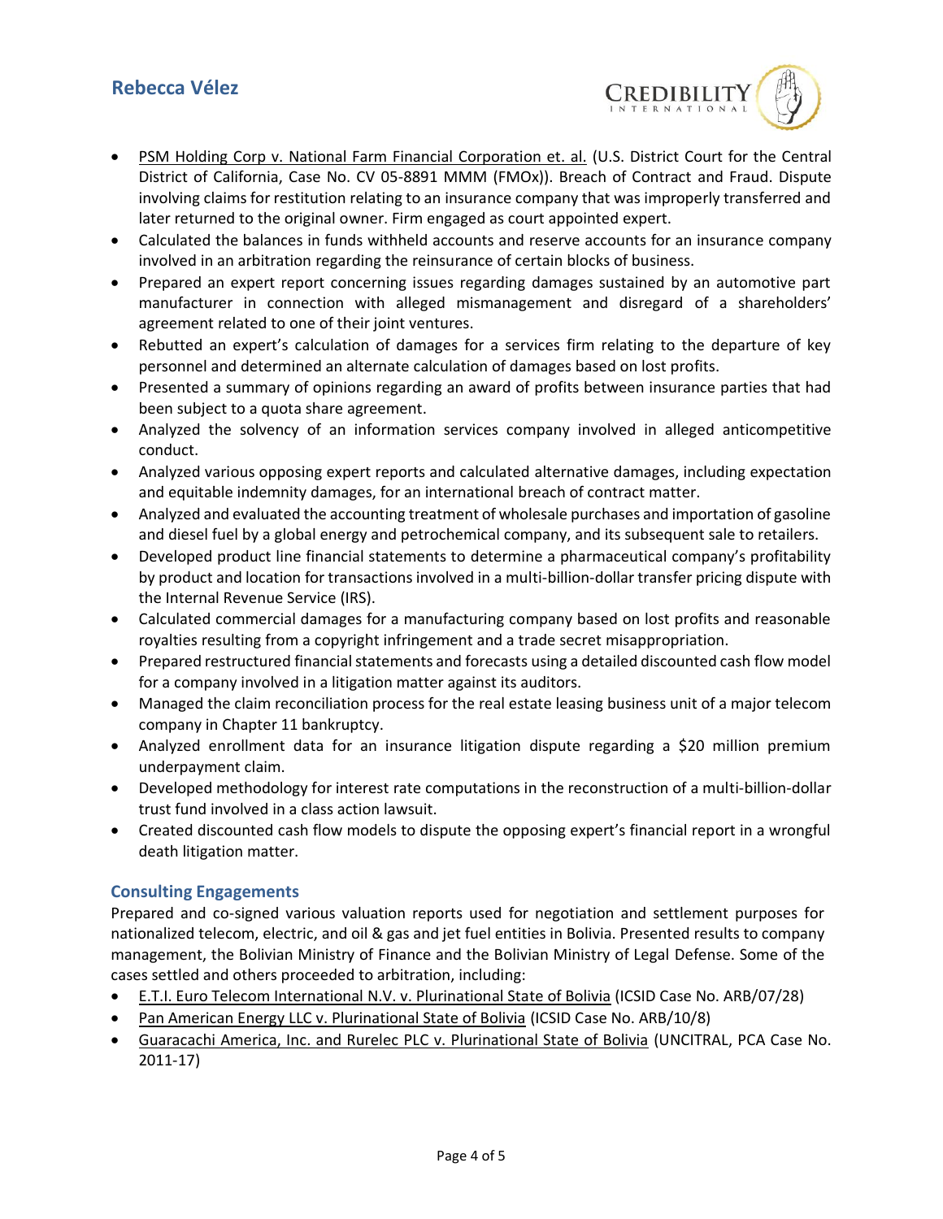- PSM Holding Corp v. National Farm Financial Corporation et. al. (U.S. District Court for the Central District of California, Case No. CV 05-8891 MMM (FMOx)). Breach of Contract and Fraud. Dispute involving claims for restitution relating to an insurance company that was improperly transferred and later returned to the original owner. Firm engaged as court appointed expert.
- Calculated the balances in funds withheld accounts and reserve accounts for an insurance company involved in an arbitration regarding the reinsurance of certain blocks of business.
- Prepared an expert report concerning issues regarding damages sustained by an automotive part manufacturer in connection with alleged mismanagement and disregard of a shareholders' agreement related to one of their joint ventures.
- Rebutted an expert's calculation of damages for a services firm relating to the departure of key personnel and determined an alternate calculation of damages based on lost profits.
- Presented a summary of opinions regarding an award of profits between insurance parties that had been subject to a quota share agreement.
- Analyzed the solvency of an information services company involved in alleged anticompetitive conduct.
- Analyzed various opposing expert reports and calculated alternative damages, including expectation and equitable indemnity damages, for an international breach of contract matter.
- Analyzed and evaluated the accounting treatment of wholesale purchases and importation of gasoline and diesel fuel by a global energy and petrochemical company, and its subsequent sale to retailers.
- Developed product line financial statements to determine a pharmaceutical company's profitability by product and location for transactions involved in a multi-billion-dollar transfer pricing dispute with the Internal Revenue Service (IRS).
- Calculated commercial damages for a manufacturing company based on lost profits and reasonable royalties resulting from a copyright infringement and a trade secret misappropriation.
- Prepared restructured financial statements and forecasts using a detailed discounted cash flow model for a company involved in a litigation matter against its auditors.
- Managed the claim reconciliation process for the real estate leasing business unit of a major telecom company in Chapter 11 bankruptcy.
- Analyzed enrollment data for an insurance litigation dispute regarding a $20 million premium underpayment claim.
- Developed methodology for interest rate computations in the reconstruction of a multi-billion-dollar trust fund involved in a class action lawsuit.
- Created discounted cash flow models to dispute the opposing expert's financial report in a wrongful death litigation matter.

## Consulting Engagements

Prepared and co-signed various valuation reports used for negotiation and settlement purposes for nationalized telecom, electric, and oil & gas and jet fuel entities in Bolivia. Presented results to company management, the Bolivian Ministry of Finance and the Bolivian Ministry of Legal Defense. Some of the cases settled and others proceeded to arbitration, including:

- E.T.I. Euro Telecom International N.V. v. Plurinational State of Bolivia (ICSID Case No. ARB/07/28)
- Pan American Energy LLC v. Plurinational State of Bolivia (ICSID Case No. ARB/10/8)
- Guaracachi America, Inc. and Rurelec PLC v. Plurinational State of Bolivia (UNCITRAL, PCA Case No. 2011-17)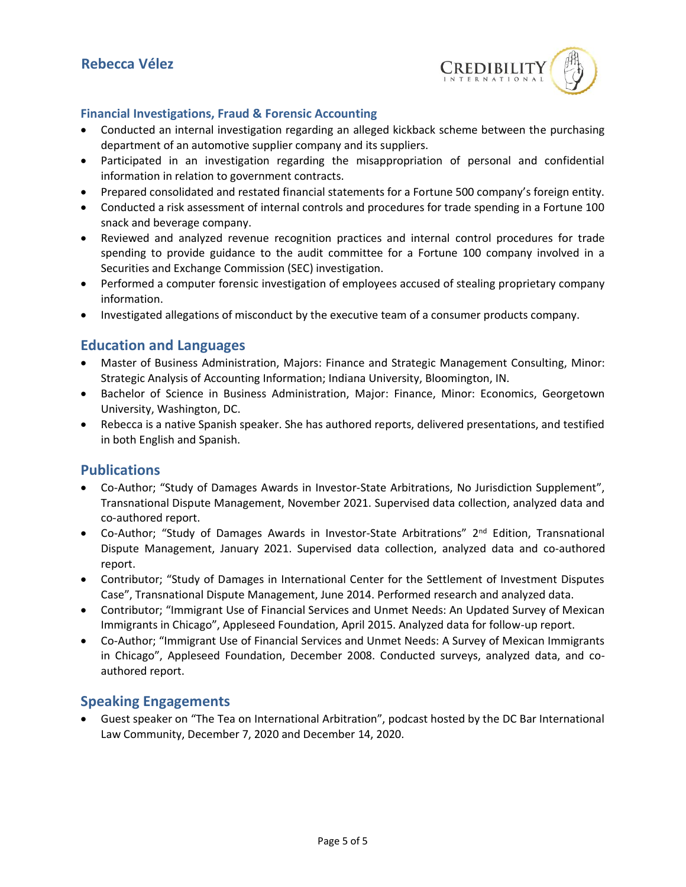### Financial Investigations, Fraud & Forensic Accounting

- Conducted an internal investigation regarding an alleged kickback scheme between the purchasing department of an automotive supplier company and its suppliers.
- Participated in an investigation regarding the misappropriation of personal and confidential information in relation to government contracts.
- Prepared consolidated and restated financial statements for a Fortune 500 company's foreign entity.
- Conducted a risk assessment of internal controls and procedures for trade spending in a Fortune 100 snack and beverage company.
- Reviewed and analyzed revenue recognition practices and internal control procedures for trade spending to provide guidance to the audit committee for a Fortune 100 company involved in a Securities and Exchange Commission (SEC) investigation.
- Performed a computer forensic investigation of employees accused of stealing proprietary company information.
- Investigated allegations of misconduct by the executive team of a consumer products company.

## Education and Languages

- Master of Business Administration, Majors: Finance and Strategic Management Consulting, Minor: Strategic Analysis of Accounting Information; Indiana University, Bloomington, IN.
- Bachelor of Science in Business Administration, Major: Finance, Minor: Economics, Georgetown University, Washington, DC.
- Rebecca is a native Spanish speaker. She has authored reports, delivered presentations, and testified in both English and Spanish.

## Publications

- Co-Author; "Study of Damages Awards in Investor-State Arbitrations, No Jurisdiction Supplement", Transnational Dispute Management, November 2021. Supervised data collection, analyzed data and co-authored report.
- Co-Author; "Study of Damages Awards in Investor-State Arbitrations" 2nd Edition, Transnational Dispute Management, January 2021. Supervised data collection, analyzed data and co-authored report.
- Contributor; "Study of Damages in International Center for the Settlement of Investment Disputes Case", Transnational Dispute Management, June 2014. Performed research and analyzed data.
- Contributor; "Immigrant Use of Financial Services and Unmet Needs: An Updated Survey of Mexican Immigrants in Chicago", Appleseed Foundation, April 2015. Analyzed data for follow-up report.
- Co-Author; "Immigrant Use of Financial Services and Unmet Needs: A Survey of Mexican Immigrants in Chicago", Appleseed Foundation, December 2008. Conducted surveys, analyzed data, and co-authored report.

## Speaking Engagements

- Guest speaker on "The Tea on International Arbitration", podcast hosted by the DC Bar International Law Community, December 7, 2020 and December 14, 2020.